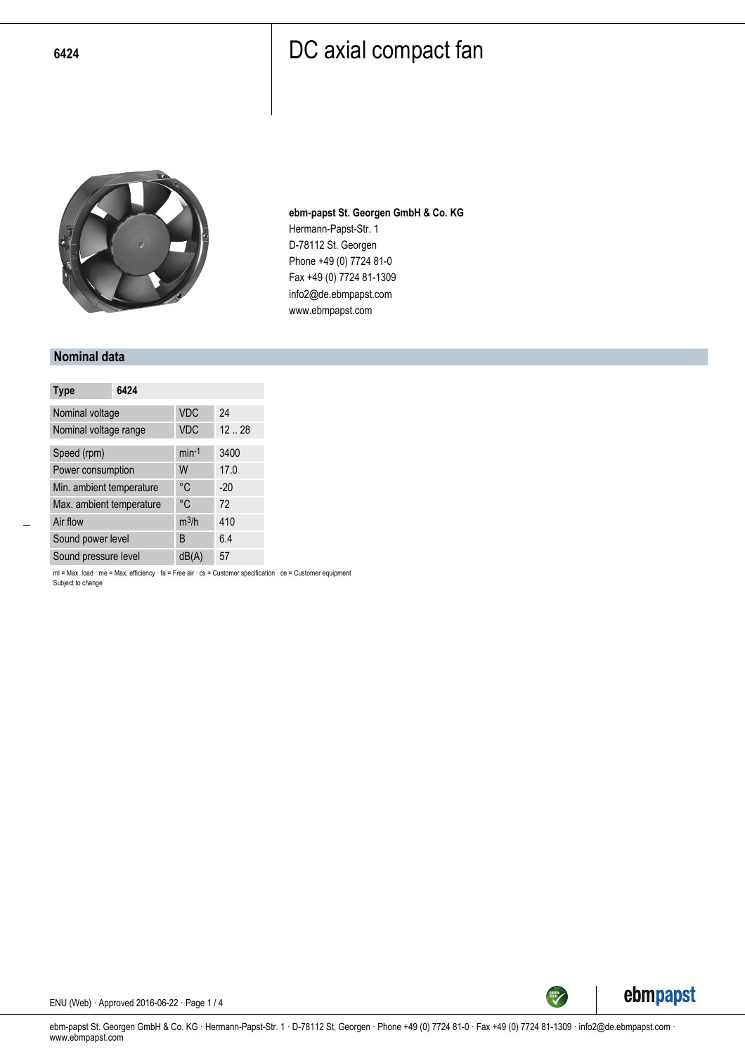6424

# DC axial compact fan

**ebm-papst St. Georgen GmbH & Co. KG**
Hermann-Papst-Str. 1
D-78112 St. Georgen
Phone +49 (0) 7724 81-0
Fax +49 (0) 7724 81-1309
info2@de.ebmpapst.com
www.ebmpapst.com

## Nominal data

| Type | | 6424 |
|---|---|---|
| Nominal voltage | VDC | 24 |
| Nominal voltage range | VDC | 12 .. 28 |
| Speed (rpm) | $min^{-1}$ | 3400 |
| Power consumption | W | 17.0 |
| Min. ambient temperature | °C | -20 |
| Max. ambient temperature | °C | 72 |
| Air flow | $m^3/h$ | 410 |
| Sound power level | B | 6.4 |
| Sound pressure level | dB(A) | 57 |

ml = Max. load · me = Max. efficiency · fa = Free air · cs = Customer specification · ce = Customer equipment
Subject to change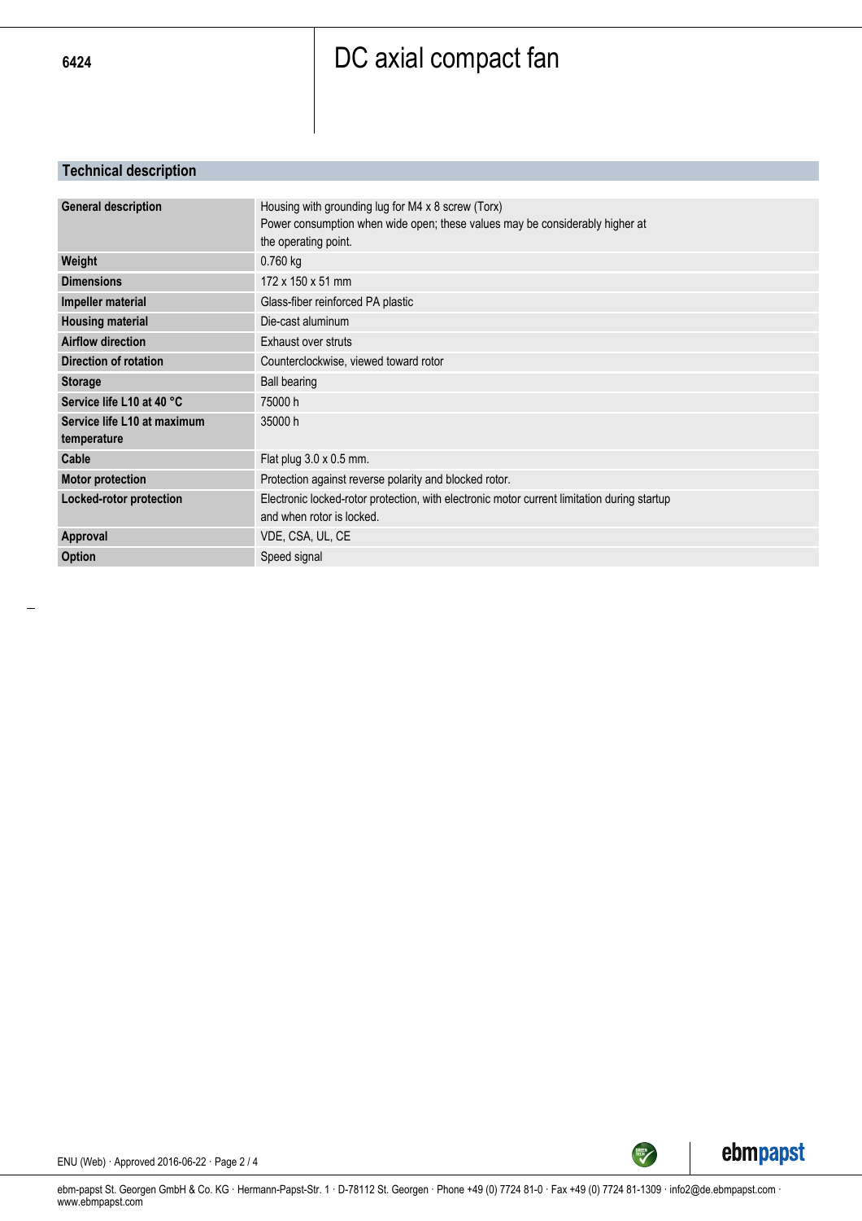6424

# DC axial compact fan

## Technical description

| | |
|---|---|
| **General description** | Housing with grounding lug for M4 x 8 screw (Torx)<br>Power consumption when wide open; these values may be considerably higher at the operating point. |
| **Weight** | 0.760 kg |
| **Dimensions** | 172 x 150 x 51 mm |
| **Impeller material** | Glass-fiber reinforced PA plastic |
| **Housing material** | Die-cast aluminum |
| **Airflow direction** | Exhaust over struts |
| **Direction of rotation** | Counterclockwise, viewed toward rotor |
| **Storage** | Ball bearing |
| **Service life L10 at 40 °C** | 75000 h |
| **Service life L10 at maximum temperature** | 35000 h |
| **Cable** | Flat plug 3.0 x 0.5 mm. |
| **Motor protection** | Protection against reverse polarity and blocked rotor. |
| **Locked-rotor protection** | Electronic locked-rotor protection, with electronic motor current limitation during startup and when rotor is locked. |
| **Approval** | VDE, CSA, UL, CE |
| **Option** | Speed signal |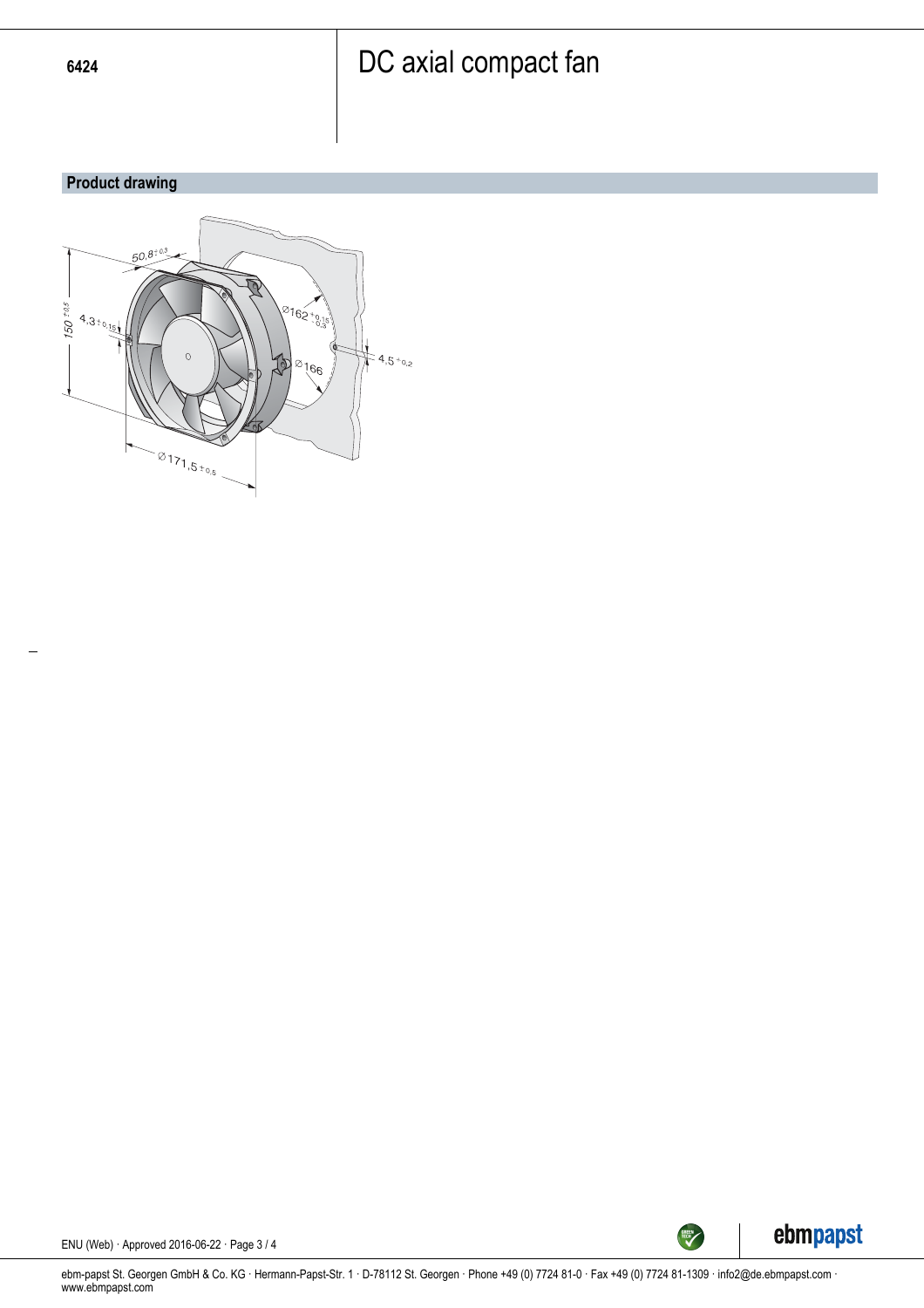6424

# DC axial compact fan

## Product drawing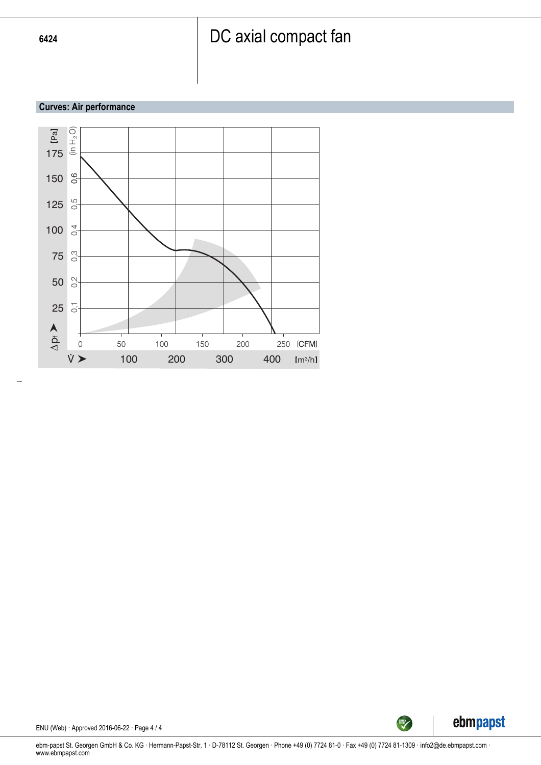6424

# DC axial compact fan

## Curves: Air performance

[Pa]
(in $H_2O$)
175
150 0,6
125 0,5
100 0,4
75 0,3
50 0,2
25 0,1
$\Delta p_f$

0 50 100 150 200 250 [CFM]
$\dot{V}$ 100 200 300 400 [m³/h]

ENU (Web) · Approved 2016-06-22 · Page 4 / 4

ebm-papst St. Georgen GmbH & Co. KG · Hermann-Papst-Str. 1 · D-78112 St. Georgen · Phone +49 (0) 7724 81-0 · Fax +49 (0) 7724 81-1309 · info2@de.ebmpapst.com · www.ebmpapst.com